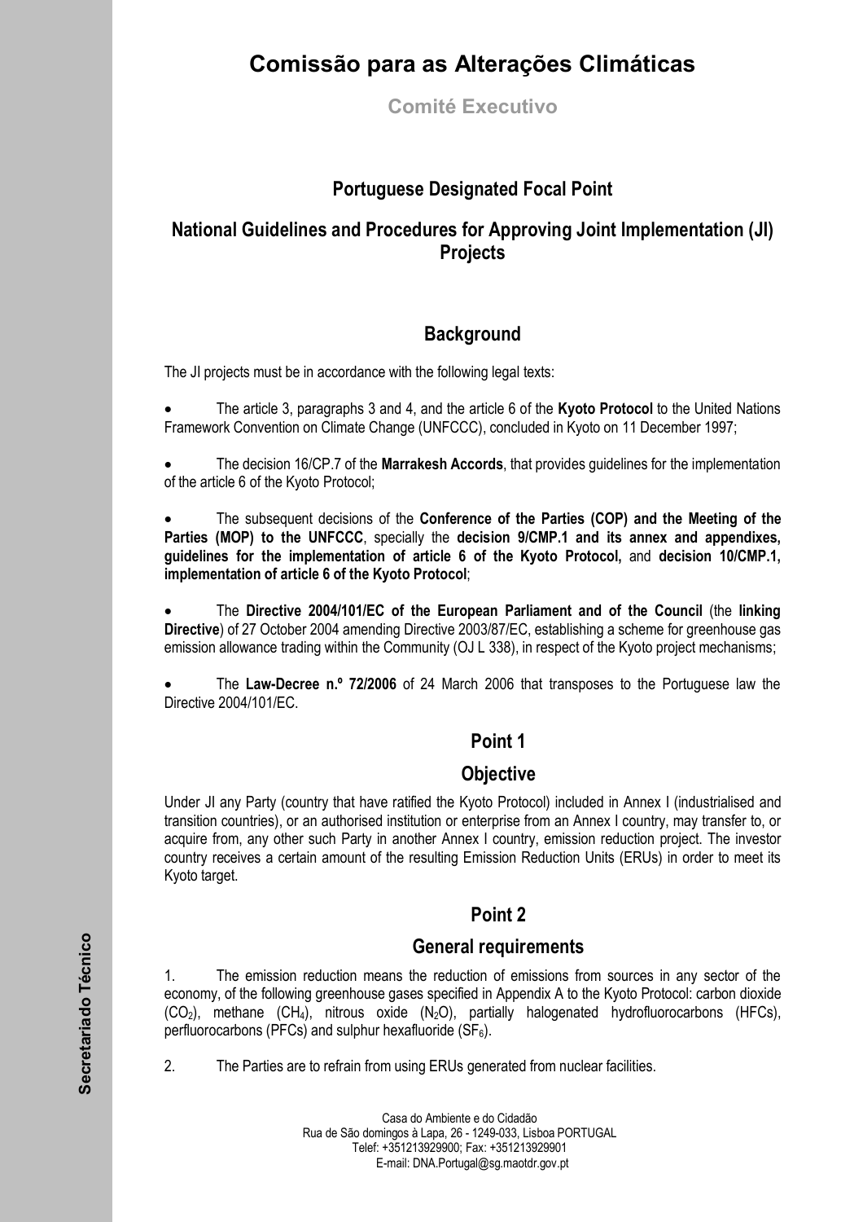# Comissão para as Alterações Climáticas

**Comité Executivo**

## Portuguese Designated Focal Point

## National Guidelines and Procedures for Approving Joint Implementation (JI) Projects

## Background

The JI projects must be in accordance with the following legal texts:

- The article 3, paragraphs 3 and 4, and the article 6 of the **Kyoto Protocol** to the United Nations Framework Convention on Climate Change (UNFCCC), concluded in Kyoto on 11 December 1997;
- The decision 16/CP.7 of the **Marrakesh Accords**, that provides guidelines for the implementation of the article 6 of the Kyoto Protocol;
- The subsequent decisions of the **Conference of the Parties (COP) and the Meeting of the Parties (MOP) to the UNFCCC**, specially the **decision 9/CMP.1 and its annex and appendixes, guidelines for the implementation of article 6 of the Kyoto Protocol,** and **decision 10/CMP.1, implementation of article 6 of the Kyoto Protocol**;
- The **Directive 2004/101/EC of the European Parliament and of the Council** (the **linking Directive**) of 27 October 2004 amending Directive 2003/87/EC, establishing a scheme for greenhouse gas emission allowance trading within the Community (OJ L 338), in respect of the Kyoto project mechanisms;
- The **Law-Decree n.º 72/2006** of 24 March 2006 that transposes to the Portuguese law the Directive 2004/101/EC.

## Point 1

## Objective

Under JI any Party (country that have ratified the Kyoto Protocol) included in Annex I (industrialised and transition countries), or an authorised institution or enterprise from an Annex I country, may transfer to, or acquire from, any other such Party in another Annex I country, emission reduction project. The investor country receives a certain amount of the resulting Emission Reduction Units (ERUs) in order to meet its Kyoto target.

## Point 2

## General requirements

1. The emission reduction means the reduction of emissions from sources in any sector of the economy, of the following greenhouse gases specified in Appendix A to the Kyoto Protocol: carbon dioxide ($CO_2$), methane ($CH_4$), nitrous oxide ($N_2O$), partially halogenated hydrofluorocarbons (HFCs), perfluorocarbons (PFCs) and sulphur hexafluoride ($SF_6$).

2. The Parties are to refrain from using ERUs generated from nuclear facilities.

Casa do Ambiente e do Cidadão
Rua de São domingos à Lapa, 26 - 1249-033, Lisboa PORTUGAL
Telef: +351213929900; Fax: +351213929901
E-mail: DNA.Portugal@sg.maotdr.gov.pt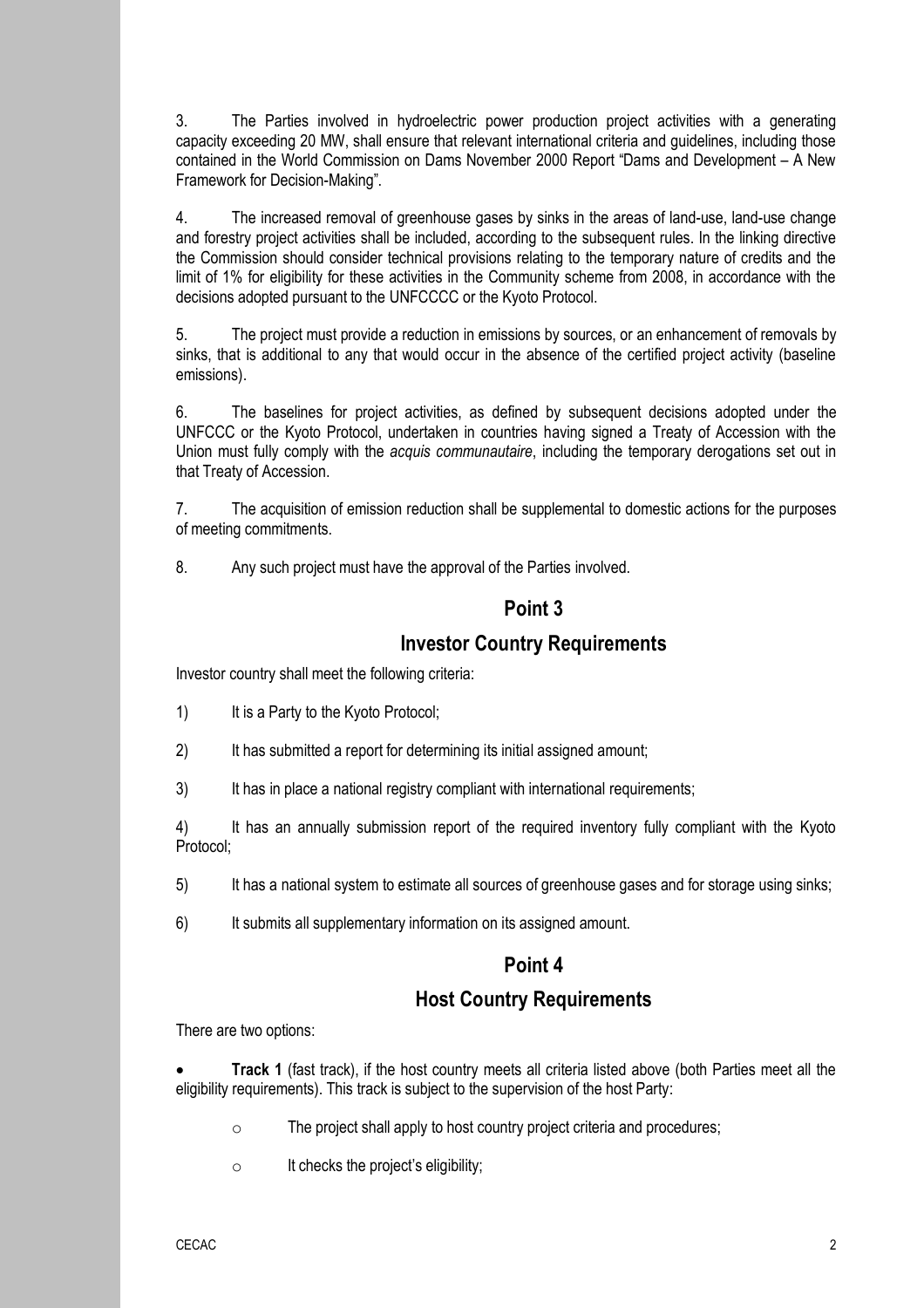3. The Parties involved in hydroelectric power production project activities with a generating capacity exceeding 20 MW, shall ensure that relevant international criteria and guidelines, including those contained in the World Commission on Dams November 2000 Report "Dams and Development – A New Framework for Decision-Making".

4. The increased removal of greenhouse gases by sinks in the areas of land-use, land-use change and forestry project activities shall be included, according to the subsequent rules. In the linking directive the Commission should consider technical provisions relating to the temporary nature of credits and the limit of 1% for eligibility for these activities in the Community scheme from 2008, in accordance with the decisions adopted pursuant to the UNFCCC or the Kyoto Protocol.

5. The project must provide a reduction in emissions by sources, or an enhancement of removals by sinks, that is additional to any that would occur in the absence of the certified project activity (baseline emissions).

6. The baselines for project activities, as defined by subsequent decisions adopted under the UNFCCC or the Kyoto Protocol, undertaken in countries having signed a Treaty of Accession with the Union must fully comply with the *acquis communautaire*, including the temporary derogations set out in that Treaty of Accession.

7. The acquisition of emission reduction shall be supplemental to domestic actions for the purposes of meeting commitments.

8. Any such project must have the approval of the Parties involved.

## Point 3

## Investor Country Requirements

Investor country shall meet the following criteria:

1) It is a Party to the Kyoto Protocol;

2) It has submitted a report for determining its initial assigned amount;

3) It has in place a national registry compliant with international requirements;

4) It has an annually submission report of the required inventory fully compliant with the Kyoto Protocol;

5) It has a national system to estimate all sources of greenhouse gases and for storage using sinks;

6) It submits all supplementary information on its assigned amount.

## Point 4

## Host Country Requirements

There are two options:

- **Track 1** (fast track), if the host country meets all criteria listed above (both Parties meet all the eligibility requirements). This track is subject to the supervision of the host Party:
    - The project shall apply to host country project criteria and procedures;
    - It checks the project's eligibility;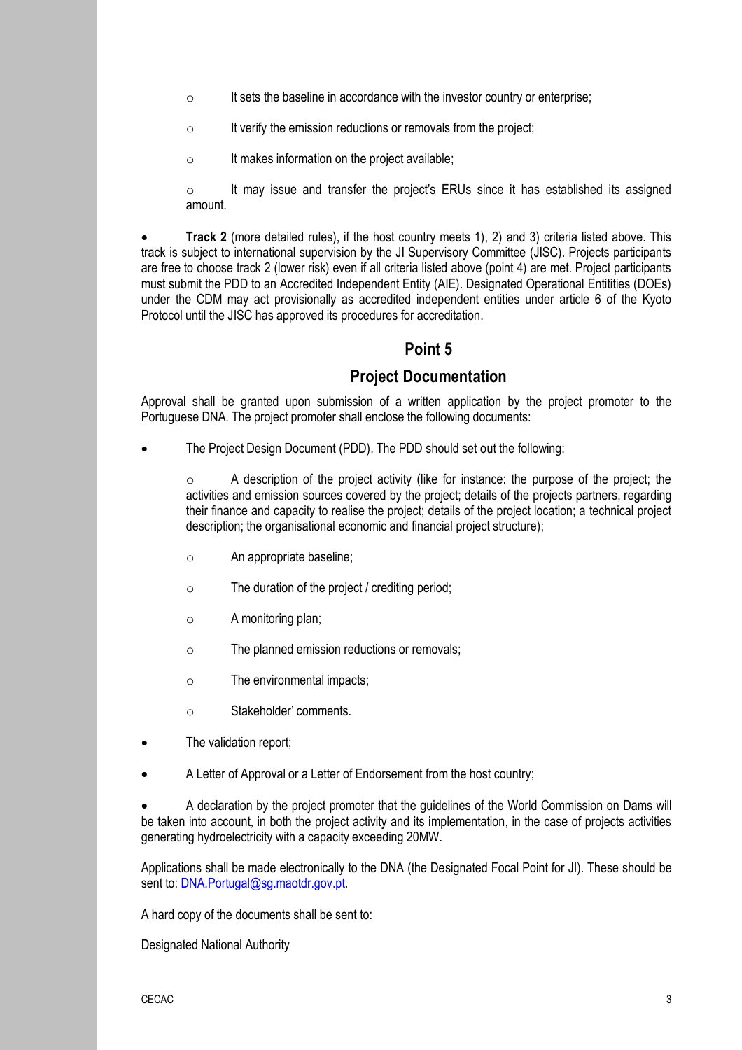- It sets the baseline in accordance with the investor country or enterprise;
- It verify the emission reductions or removals from the project;
- It makes information on the project available;
- It may issue and transfer the project's ERUs since it has established its assigned amount.

- **Track 2** (more detailed rules), if the host country meets 1), 2) and 3) criteria listed above. This track is subject to international supervision by the JI Supervisory Committee (JISC). Projects participants are free to choose track 2 (lower risk) even if all criteria listed above (point 4) are met. Project participants must submit the PDD to an Accredited Independent Entity (AIE). Designated Operational Entitities (DOEs) under the CDM may act provisionally as accredited independent entities under article 6 of the Kyoto Protocol until the JISC has approved its procedures for accreditation.

## Point 5

## Project Documentation

Approval shall be granted upon submission of a written application by the project promoter to the Portuguese DNA. The project promoter shall enclose the following documents:

- The Project Design Document (PDD). The PDD should set out the following:
  - A description of the project activity (like for instance: the purpose of the project; the activities and emission sources covered by the project; details of the projects partners, regarding their finance and capacity to realise the project; details of the project location; a technical project description; the organisational economic and financial project structure);
  - An appropriate baseline;
  - The duration of the project / crediting period;
  - A monitoring plan;
  - The planned emission reductions or removals;
  - The environmental impacts;
  - Stakeholder' comments.
- The validation report;
- A Letter of Approval or a Letter of Endorsement from the host country;
- A declaration by the project promoter that the guidelines of the World Commission on Dams will be taken into account, in both the project activity and its implementation, in the case of projects activities generating hydroelectricity with a capacity exceeding 20MW.

Applications shall be made electronically to the DNA (the Designated Focal Point for JI). These should be sent to: DNA.Portugal@sg.maotdr.gov.pt.

A hard copy of the documents shall be sent to:

Designated National Authority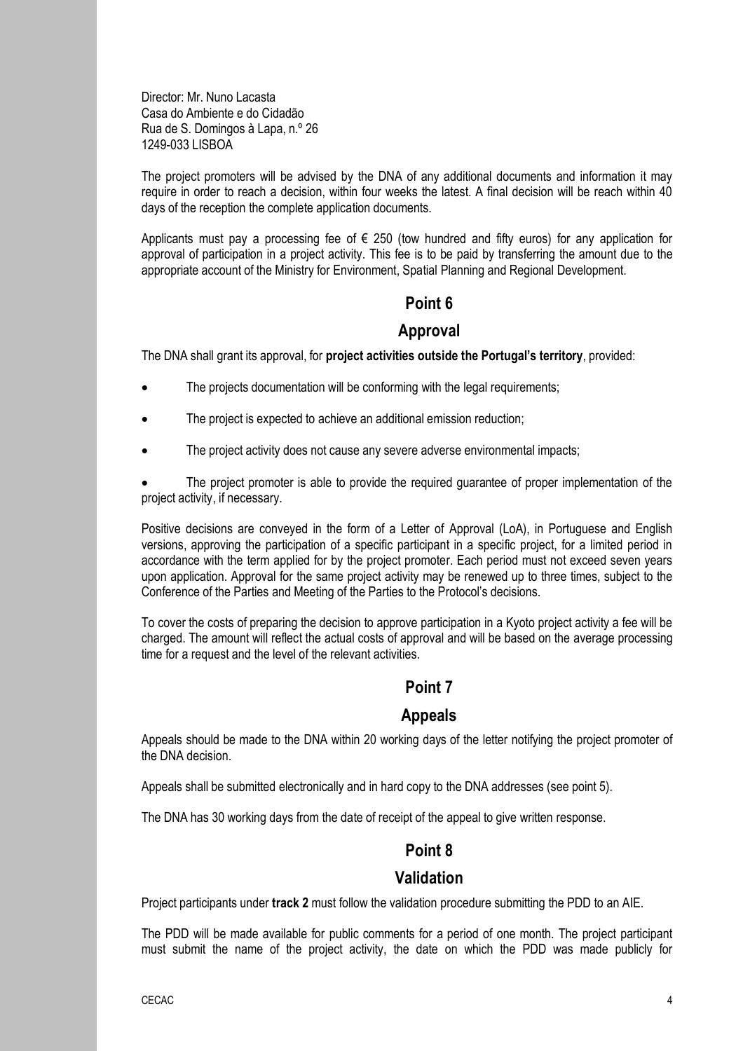Director: Mr. Nuno Lacasta
Casa do Ambiente e do Cidadão
Rua de S. Domingos à Lapa, n.º 26
1249-033 LISBOA

The project promoters will be advised by the DNA of any additional documents and information it may require in order to reach a decision, within four weeks the latest. A final decision will be reach within 40 days of the reception the complete application documents.

Applicants must pay a processing fee of € 250 (tow hundred and fifty euros) for any application for approval of participation in a project activity. This fee is to be paid by transferring the amount due to the appropriate account of the Ministry for Environment, Spatial Planning and Regional Development.

## Point 6

## Approval

The DNA shall grant its approval, for **project activities outside the Portugal's territory**, provided:

- The projects documentation will be conforming with the legal requirements;
- The project is expected to achieve an additional emission reduction;
- The project activity does not cause any severe adverse environmental impacts;
- The project promoter is able to provide the required guarantee of proper implementation of the project activity, if necessary.

Positive decisions are conveyed in the form of a Letter of Approval (LoA), in Portuguese and English versions, approving the participation of a specific participant in a specific project, for a limited period in accordance with the term applied for by the project promoter. Each period must not exceed seven years upon application. Approval for the same project activity may be renewed up to three times, subject to the Conference of the Parties and Meeting of the Parties to the Protocol's decisions.

To cover the costs of preparing the decision to approve participation in a Kyoto project activity a fee will be charged. The amount will reflect the actual costs of approval and will be based on the average processing time for a request and the level of the relevant activities.

## Point 7

## Appeals

Appeals should be made to the DNA within 20 working days of the letter notifying the project promoter of the DNA decision.

Appeals shall be submitted electronically and in hard copy to the DNA addresses (see point 5).

The DNA has 30 working days from the date of receipt of the appeal to give written response.

## Point 8

## Validation

Project participants under **track 2** must follow the validation procedure submitting the PDD to an AIE.

The PDD will be made available for public comments for a period of one month. The project participant must submit the name of the project activity, the date on which the PDD was made publicly for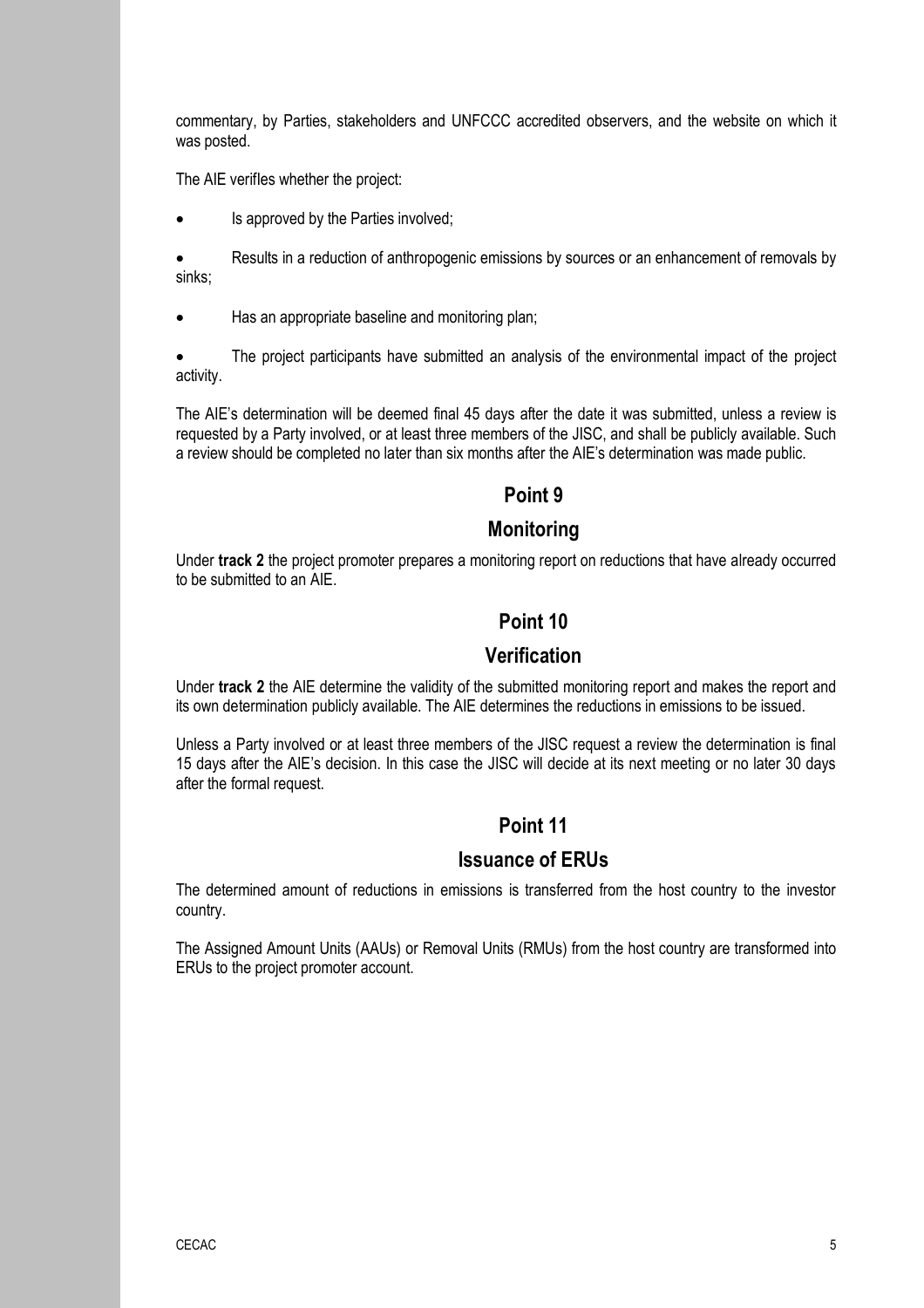commentary, by Parties, stakeholders and UNFCCC accredited observers, and the website on which it was posted.

The AIE verifies whether the project:

- Is approved by the Parties involved;
- Results in a reduction of anthropogenic emissions by sources or an enhancement of removals by sinks;
- Has an appropriate baseline and monitoring plan;
- The project participants have submitted an analysis of the environmental impact of the project activity.

The AIE's determination will be deemed final 45 days after the date it was submitted, unless a review is requested by a Party involved, or at least three members of the JISC, and shall be publicly available. Such a review should be completed no later than six months after the AIE's determination was made public.

## Point 9

## Monitoring

Under **track 2** the project promoter prepares a monitoring report on reductions that have already occurred to be submitted to an AIE.

## Point 10

## Verification

Under **track 2** the AIE determine the validity of the submitted monitoring report and makes the report and its own determination publicly available. The AIE determines the reductions in emissions to be issued.

Unless a Party involved or at least three members of the JISC request a review the determination is final 15 days after the AIE's decision. In this case the JISC will decide at its next meeting or no later 30 days after the formal request.

## Point 11

## Issuance of ERUs

The determined amount of reductions in emissions is transferred from the host country to the investor country.

The Assigned Amount Units (AAUs) or Removal Units (RMUs) from the host country are transformed into ERUs to the project promoter account.